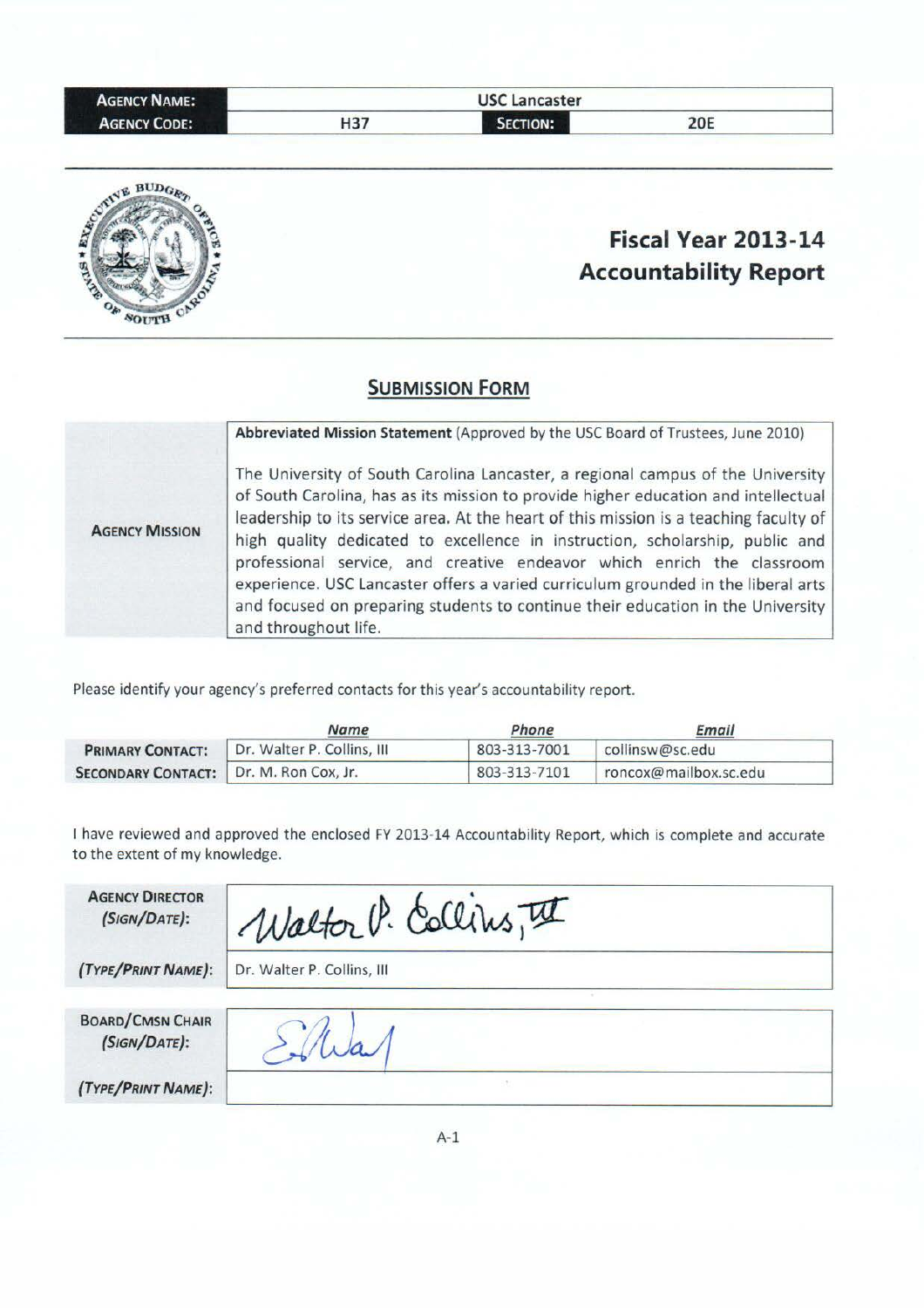| | | | |
|---|---|---|---|
| **AGENCY NAME:** | USC Lancaster | | |
| **AGENCY CODE:** | H37 | **SECTION:** | 20E |

# Fiscal Year 2013-14 Accountability Report

## SUBMISSION FORM

| | |
|---|---|
| **AGENCY MISSION** | **Abbreviated Mission Statement** (Approved by the USC Board of Trustees, June 2010)<br><br>The University of South Carolina Lancaster, a regional campus of the University of South Carolina, has as its mission to provide higher education and intellectual leadership to its service area. At the heart of this mission is a teaching faculty of high quality dedicated to excellence in instruction, scholarship, public and professional service, and creative endeavor which enrich the classroom experience. USC Lancaster offers a varied curriculum grounded in the liberal arts and focused on preparing students to continue their education in the University and throughout life. |

Please identify your agency's preferred contacts for this year's accountability report.

| | *Name* | *Phone* | *Email* |
|---|---|---|---|
| **PRIMARY CONTACT:** | Dr. Walter P. Collins, III | 803-313-7001 | collinsw@sc.edu |
| **SECONDARY CONTACT:** | Dr. M. Ron Cox, Jr. | 803-313-7101 | roncox@mailbox.sc.edu |

I have reviewed and approved the enclosed FY 2013-14 Accountability Report, which is complete and accurate to the extent of my knowledge.

| | |
|---|---|
| **AGENCY DIRECTOR** *(SIGN/DATE)*: | Walter P. Collins, III |
| *(TYPE/PRINT NAME)*: | Dr. Walter P. Collins, III |
| **BOARD/CMSN CHAIR** *(SIGN/DATE)*: | E. Wal |
| *(TYPE/PRINT NAME)*: | |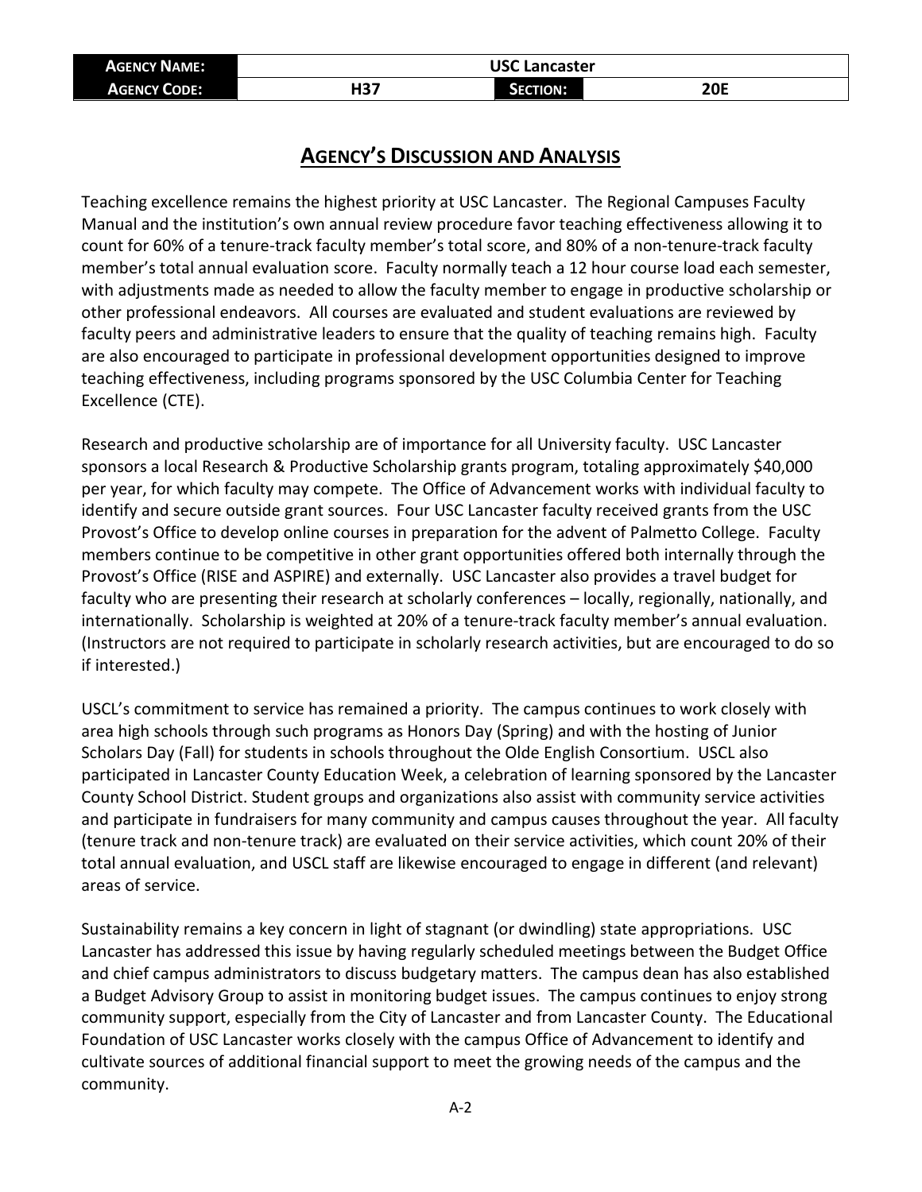| Agency Name: | USC Lancaster | | |
| --- | --- | --- | --- |
| Agency Code: | H37 | Section: | 20E |

## Agency's Discussion and Analysis

Teaching excellence remains the highest priority at USC Lancaster. The Regional Campuses Faculty Manual and the institution's own annual review procedure favor teaching effectiveness allowing it to count for 60% of a tenure-track faculty member's total score, and 80% of a non-tenure-track faculty member's total annual evaluation score. Faculty normally teach a 12 hour course load each semester, with adjustments made as needed to allow the faculty member to engage in productive scholarship or other professional endeavors. All courses are evaluated and student evaluations are reviewed by faculty peers and administrative leaders to ensure that the quality of teaching remains high. Faculty are also encouraged to participate in professional development opportunities designed to improve teaching effectiveness, including programs sponsored by the USC Columbia Center for Teaching Excellence (CTE).

Research and productive scholarship are of importance for all University faculty. USC Lancaster sponsors a local Research & Productive Scholarship grants program, totaling approximately $40,000 per year, for which faculty may compete. The Office of Advancement works with individual faculty to identify and secure outside grant sources. Four USC Lancaster faculty received grants from the USC Provost's Office to develop online courses in preparation for the advent of Palmetto College. Faculty members continue to be competitive in other grant opportunities offered both internally through the Provost's Office (RISE and ASPIRE) and externally. USC Lancaster also provides a travel budget for faculty who are presenting their research at scholarly conferences – locally, regionally, nationally, and internationally. Scholarship is weighted at 20% of a tenure-track faculty member's annual evaluation. (Instructors are not required to participate in scholarly research activities, but are encouraged to do so if interested.)

USCL's commitment to service has remained a priority. The campus continues to work closely with area high schools through such programs as Honors Day (Spring) and with the hosting of Junior Scholars Day (Fall) for students in schools throughout the Olde English Consortium. USCL also participated in Lancaster County Education Week, a celebration of learning sponsored by the Lancaster County School District. Student groups and organizations also assist with community service activities and participate in fundraisers for many community and campus causes throughout the year. All faculty (tenure track and non-tenure track) are evaluated on their service activities, which count 20% of their total annual evaluation, and USCL staff are likewise encouraged to engage in different (and relevant) areas of service.

Sustainability remains a key concern in light of stagnant (or dwindling) state appropriations. USC Lancaster has addressed this issue by having regularly scheduled meetings between the Budget Office and chief campus administrators to discuss budgetary matters. The campus dean has also established a Budget Advisory Group to assist in monitoring budget issues. The campus continues to enjoy strong community support, especially from the City of Lancaster and from Lancaster County. The Educational Foundation of USC Lancaster works closely with the campus Office of Advancement to identify and cultivate sources of additional financial support to meet the growing needs of the campus and the community.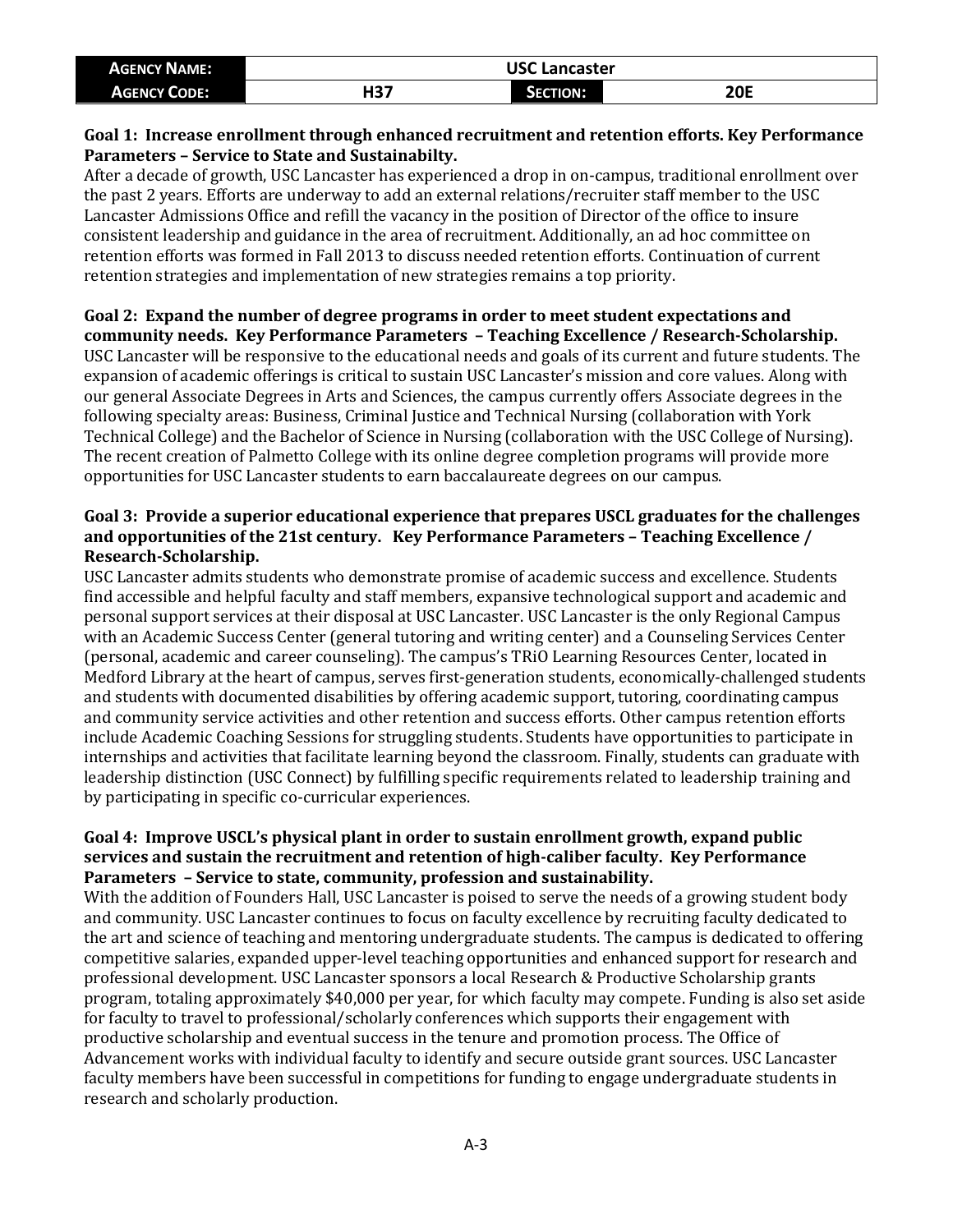| AGENCY NAME: | USC Lancaster | | |
|---|---|---|---|
| AGENCY CODE: | H37 | SECTION: | 20E |

**Goal 1: Increase enrollment through enhanced recruitment and retention efforts. Key Performance Parameters – Service to State and Sustainabilty.**

After a decade of growth, USC Lancaster has experienced a drop in on-campus, traditional enrollment over the past 2 years. Efforts are underway to add an external relations/recruiter staff member to the USC Lancaster Admissions Office and refill the vacancy in the position of Director of the office to insure consistent leadership and guidance in the area of recruitment. Additionally, an ad hoc committee on retention efforts was formed in Fall 2013 to discuss needed retention efforts. Continuation of current retention strategies and implementation of new strategies remains a top priority.

**Goal 2: Expand the number of degree programs in order to meet student expectations and community needs. Key Performance Parameters – Teaching Excellence / Research-Scholarship.**

USC Lancaster will be responsive to the educational needs and goals of its current and future students. The expansion of academic offerings is critical to sustain USC Lancaster's mission and core values. Along with our general Associate Degrees in Arts and Sciences, the campus currently offers Associate degrees in the following specialty areas: Business, Criminal Justice and Technical Nursing (collaboration with York Technical College) and the Bachelor of Science in Nursing (collaboration with the USC College of Nursing). The recent creation of Palmetto College with its online degree completion programs will provide more opportunities for USC Lancaster students to earn baccalaureate degrees on our campus.

**Goal 3: Provide a superior educational experience that prepares USCL graduates for the challenges and opportunities of the 21st century. Key Performance Parameters – Teaching Excellence / Research-Scholarship.**

USC Lancaster admits students who demonstrate promise of academic success and excellence. Students find accessible and helpful faculty and staff members, expansive technological support and academic and personal support services at their disposal at USC Lancaster. USC Lancaster is the only Regional Campus with an Academic Success Center (general tutoring and writing center) and a Counseling Services Center (personal, academic and career counseling). The campus's TRiO Learning Resources Center, located in Medford Library at the heart of campus, serves first-generation students, economically-challenged students and students with documented disabilities by offering academic support, tutoring, coordinating campus and community service activities and other retention and success efforts. Other campus retention efforts include Academic Coaching Sessions for struggling students. Students have opportunities to participate in internships and activities that facilitate learning beyond the classroom. Finally, students can graduate with leadership distinction (USC Connect) by fulfilling specific requirements related to leadership training and by participating in specific co-curricular experiences.

**Goal 4: Improve USCL's physical plant in order to sustain enrollment growth, expand public services and sustain the recruitment and retention of high-caliber faculty. Key Performance Parameters – Service to state, community, profession and sustainability.**

With the addition of Founders Hall, USC Lancaster is poised to serve the needs of a growing student body and community. USC Lancaster continues to focus on faculty excellence by recruiting faculty dedicated to the art and science of teaching and mentoring undergraduate students. The campus is dedicated to offering competitive salaries, expanded upper-level teaching opportunities and enhanced support for research and professional development. USC Lancaster sponsors a local Research & Productive Scholarship grants program, totaling approximately $40,000 per year, for which faculty may compete. Funding is also set aside for faculty to travel to professional/scholarly conferences which supports their engagement with productive scholarship and eventual success in the tenure and promotion process. The Office of Advancement works with individual faculty to identify and secure outside grant sources. USC Lancaster faculty members have been successful in competitions for funding to engage undergraduate students in research and scholarly production.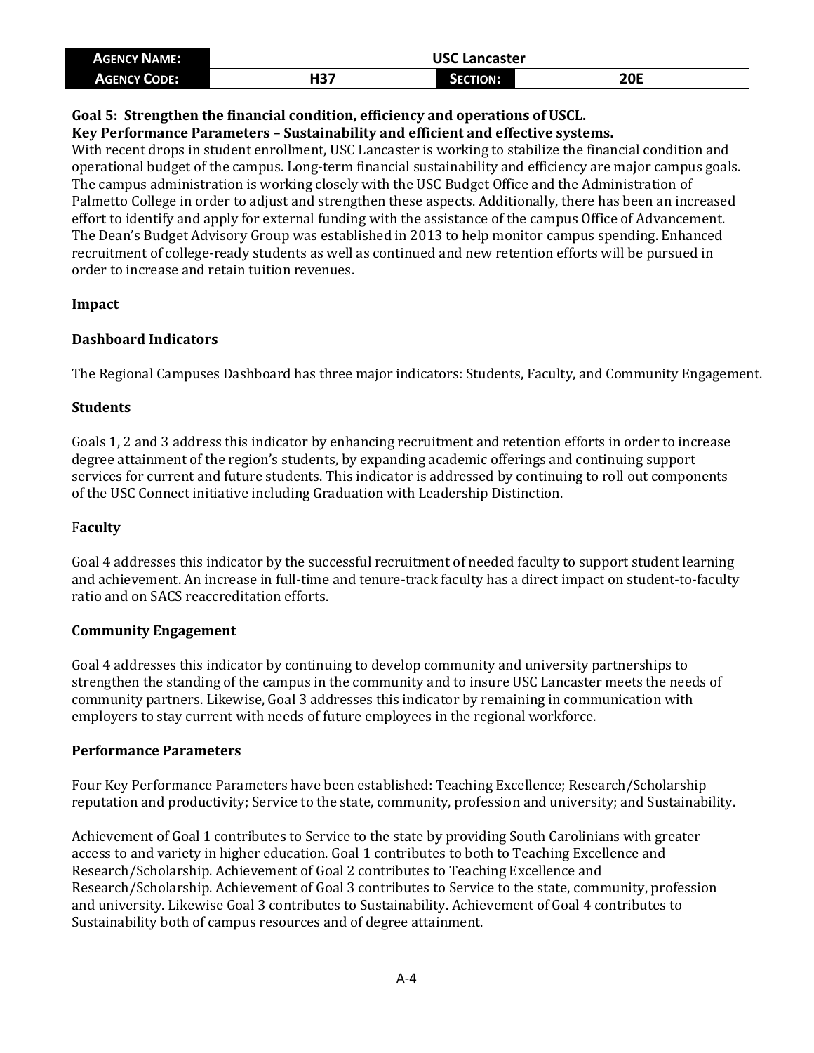| AGENCY NAME: | USC Lancaster | | |
|---|---|---|---|
| AGENCY CODE: | H37 | SECTION: | 20E |

**Goal 5: Strengthen the financial condition, efficiency and operations of USCL.**
**Key Performance Parameters – Sustainability and efficient and effective systems.**

With recent drops in student enrollment, USC Lancaster is working to stabilize the financial condition and operational budget of the campus. Long-term financial sustainability and efficiency are major campus goals. The campus administration is working closely with the USC Budget Office and the Administration of Palmetto College in order to adjust and strengthen these aspects. Additionally, there has been an increased effort to identify and apply for external funding with the assistance of the campus Office of Advancement. The Dean's Budget Advisory Group was established in 2013 to help monitor campus spending. Enhanced recruitment of college-ready students as well as continued and new retention efforts will be pursued in order to increase and retain tuition revenues.

**Impact**

**Dashboard Indicators**

The Regional Campuses Dashboard has three major indicators: Students, Faculty, and Community Engagement.

**Students**

Goals 1, 2 and 3 address this indicator by enhancing recruitment and retention efforts in order to increase degree attainment of the region's students, by expanding academic offerings and continuing support services for current and future students. This indicator is addressed by continuing to roll out components of the USC Connect initiative including Graduation with Leadership Distinction.

**Faculty**

Goal 4 addresses this indicator by the successful recruitment of needed faculty to support student learning and achievement. An increase in full-time and tenure-track faculty has a direct impact on student-to-faculty ratio and on SACS reaccreditation efforts.

**Community Engagement**

Goal 4 addresses this indicator by continuing to develop community and university partnerships to strengthen the standing of the campus in the community and to insure USC Lancaster meets the needs of community partners. Likewise, Goal 3 addresses this indicator by remaining in communication with employers to stay current with needs of future employees in the regional workforce.

**Performance Parameters**

Four Key Performance Parameters have been established: Teaching Excellence; Research/Scholarship reputation and productivity; Service to the state, community, profession and university; and Sustainability.

Achievement of Goal 1 contributes to Service to the state by providing South Carolinians with greater access to and variety in higher education. Goal 1 contributes to both to Teaching Excellence and Research/Scholarship. Achievement of Goal 2 contributes to Teaching Excellence and Research/Scholarship. Achievement of Goal 3 contributes to Service to the state, community, profession and university. Likewise Goal 3 contributes to Sustainability. Achievement of Goal 4 contributes to Sustainability both of campus resources and of degree attainment.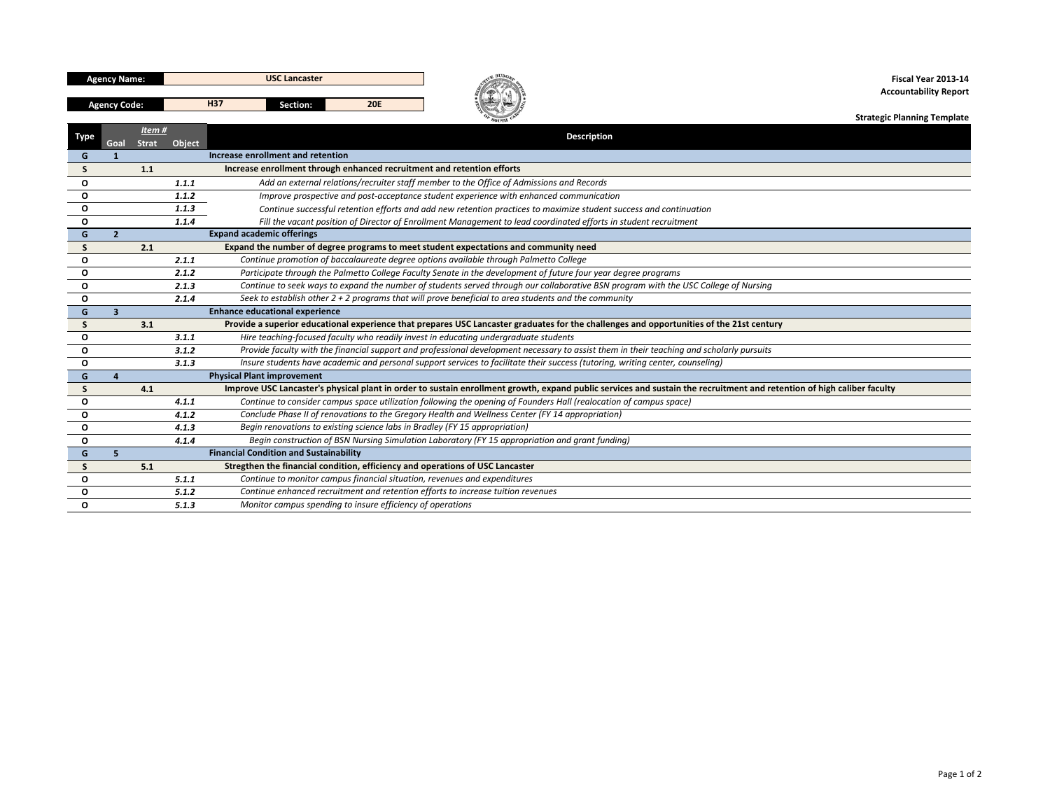| Agency Name: | USC Lancaster | | |
| --- | --- | --- | --- |
| Agency Code: | H37 | Section: | 20E |

**Fiscal Year 2013-14**
**Accountability Report**

**Strategic Planning Template**

| Type | Item # Goal | Strat | Object | Description |
| --- | --- | --- | --- | --- |
| G | 1 | | | **Increase enrollment and retention** |
| S | | 1.1 | | **Increase enrollment through enhanced recruitment and retention efforts** |
| O | | | *1.1.1* | *Add an external relations/recruiter staff member to the Office of Admissions and Records* |
| O | | | *1.1.2* | *Improve prospective and post-acceptance student experience with enhanced communication* |
| O | | | *1.1.3* | *Continue successful retention efforts and add new retention practices to maximize student success and continuation* |
| O | | | *1.1.4* | *Fill the vacant position of Director of Enrollment Management to lead coordinated efforts in student recruitment* |
| G | 2 | | | **Expand academic offerings** |
| S | | 2.1 | | **Expand the number of degree programs to meet student expectations and community need** |
| O | | | *2.1.1* | *Continue promotion of baccalaureate degree options available through Palmetto College* |
| O | | | *2.1.2* | *Participate through the Palmetto College Faculty Senate in the development of future four year degree programs* |
| O | | | *2.1.3* | *Continue to seek ways to expand the number of students served through our collaborative BSN program with the USC College of Nursing* |
| O | | | *2.1.4* | *Seek to establish other 2 + 2 programs that will prove beneficial to area students and the community* |
| G | 3 | | | **Enhance educational experience** |
| S | | 3.1 | | **Provide a superior educational experience that prepares USC Lancaster graduates for the challenges and opportunities of the 21st century** |
| O | | | *3.1.1* | *Hire teaching-focused faculty who readily invest in educating undergraduate students* |
| O | | | *3.1.2* | *Provide faculty with the financial support and professional development necessary to assist them in their teaching and scholarly pursuits* |
| O | | | *3.1.3* | *Insure students have academic and personal support services to facilitate their success (tutoring, writing center, counseling)* |
| G | 4 | | | **Physical Plant improvement** |
| S | | 4.1 | | **Improve USC Lancaster's physical plant in order to sustain enrollment growth, expand public services and sustain the recruitment and retention of high caliber faculty** |
| O | | | *4.1.1* | *Continue to consider campus space utilization following the opening of Founders Hall (realocation of campus space)* |
| O | | | *4.1.2* | *Conclude Phase II of renovations to the Gregory Health and Wellness Center (FY 14 appropriation)* |
| O | | | *4.1.3* | *Begin renovations to existing science labs in Bradley (FY 15 appropriation)* |
| O | | | *4.1.4* | *Begin construction of BSN Nursing Simulation Laboratory (FY 15 appropriation and grant funding)* |
| G | 5 | | | **Financial Condition and Sustainability** |
| S | | 5.1 | | **Stregthen the financial condition, efficiency and operations of USC Lancaster** |
| O | | | *5.1.1* | *Continue to monitor campus financial situation, revenues and expenditures* |
| O | | | *5.1.2* | *Continue enhanced recruitment and retention efforts to increase tuition revenues* |
| O | | | *5.1.3* | *Monitor campus spending to insure efficiency of operations* |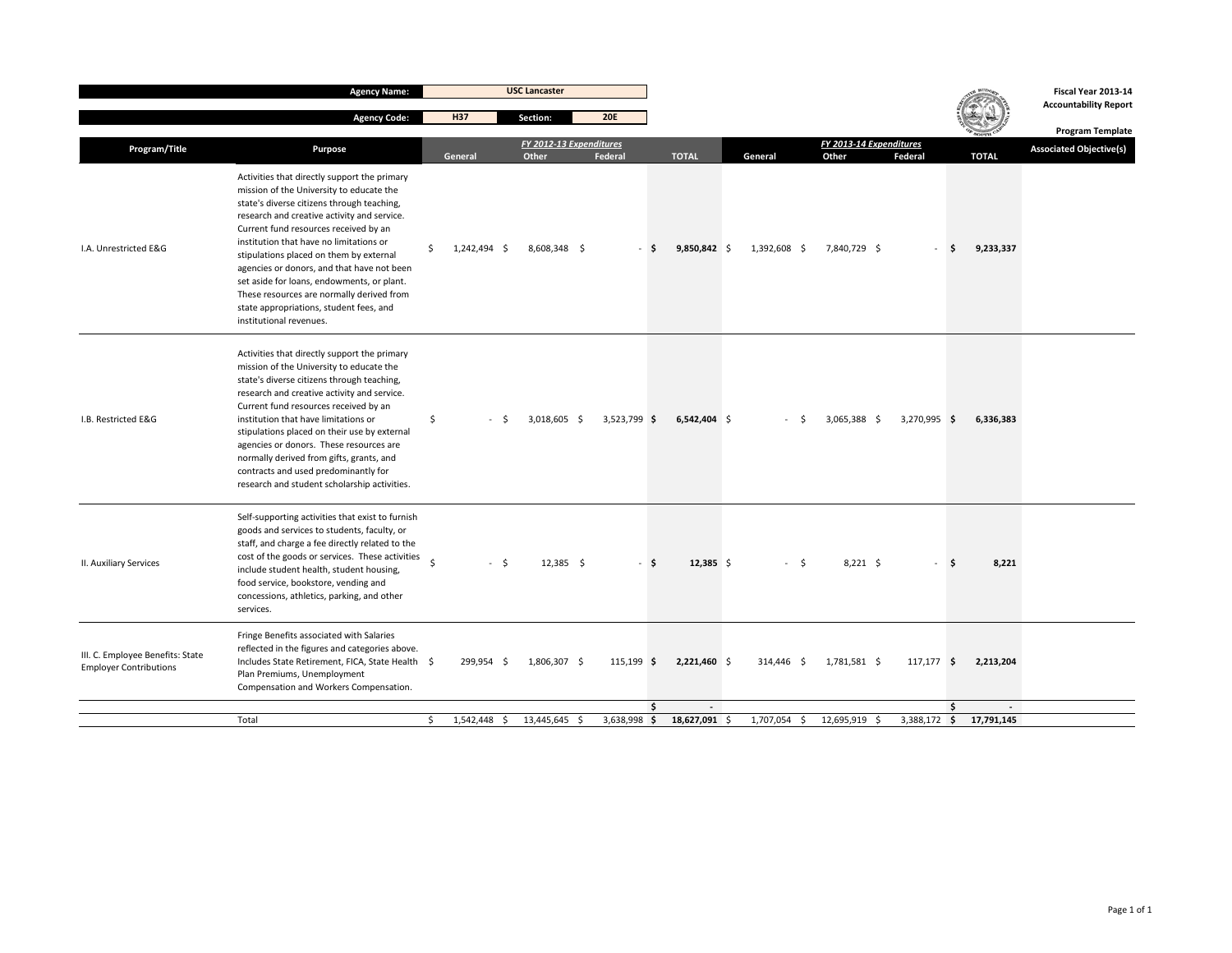| | |
|---|---|
| Agency Name: | USC Lancaster |
| Agency Code: | H37 |
| Section: | 20E |

**Fiscal Year 2013-14**
**Accountability Report**

**Program Template**

| Program/Title | Purpose | FY 2012-13 Expenditures General | Other | Federal | TOTAL | FY 2013-14 Expenditures General | Other | Federal | TOTAL | Associated Objective(s) |
|---|---|---|---|---|---|---|---|---|---|---|
| I.A. Unrestricted E&G | Activities that directly support the primary mission of the University to educate the state's diverse citizens through teaching, research and creative activity and service. Current fund resources received by an institution that have no limitations or stipulations placed on them by external agencies or donors, and that have not been set aside for loans, endowments, or plant. These resources are normally derived from state appropriations, student fees, and institutional revenues. | $ 1,242,494 | $ 8,608,348 | $ - | **$ 9,850,842** | $ 1,392,608 | $ 7,840,729 | $ - | **$ 9,233,337** | |
| I.B. Restricted E&G | Activities that directly support the primary mission of the University to educate the state's diverse citizens through teaching, research and creative activity and service. Current fund resources received by an institution that have limitations or stipulations placed on their use by external agencies or donors. These resources are normally derived from gifts, grants, and contracts and used predominantly for research and student scholarship activities. | $ - | $ 3,018,605 | $ 3,523,799 | **$ 6,542,404** | $ - | $ 3,065,388 | $ 3,270,995 | **$ 6,336,383** | |
| II. Auxiliary Services | Self-supporting activities that exist to furnish goods and services to students, faculty, or staff, and charge a fee directly related to the cost of the goods or services. These activities include student health, student housing, food service, bookstore, vending and concessions, athletics, parking, and other services. | $ - | $ 12,385 | $ - | **$ 12,385** | $ - | $ 8,221 | $ - | **$ 8,221** | |
| III. C. Employee Benefits: State Employer Contributions | Fringe Benefits associated with Salaries reflected in the figures and categories above. Includes State Retirement, FICA, State Health Plan Premiums, Unemployment Compensation and Workers Compensation. | $ 299,954 | $ 1,806,307 | $ 115,199 | **$ 2,221,460** | $ 314,446 | $ 1,781,581 | $ 117,177 | **$ 2,213,204** | |
| | | | | | **$ -** | | | | **$ -** | |
| | Total | $ 1,542,448 | $ 13,445,645 | $ 3,638,998 | **$ 18,627,091** | $ 1,707,054 | $ 12,695,919 | $ 3,388,172 | **$ 17,791,145** | |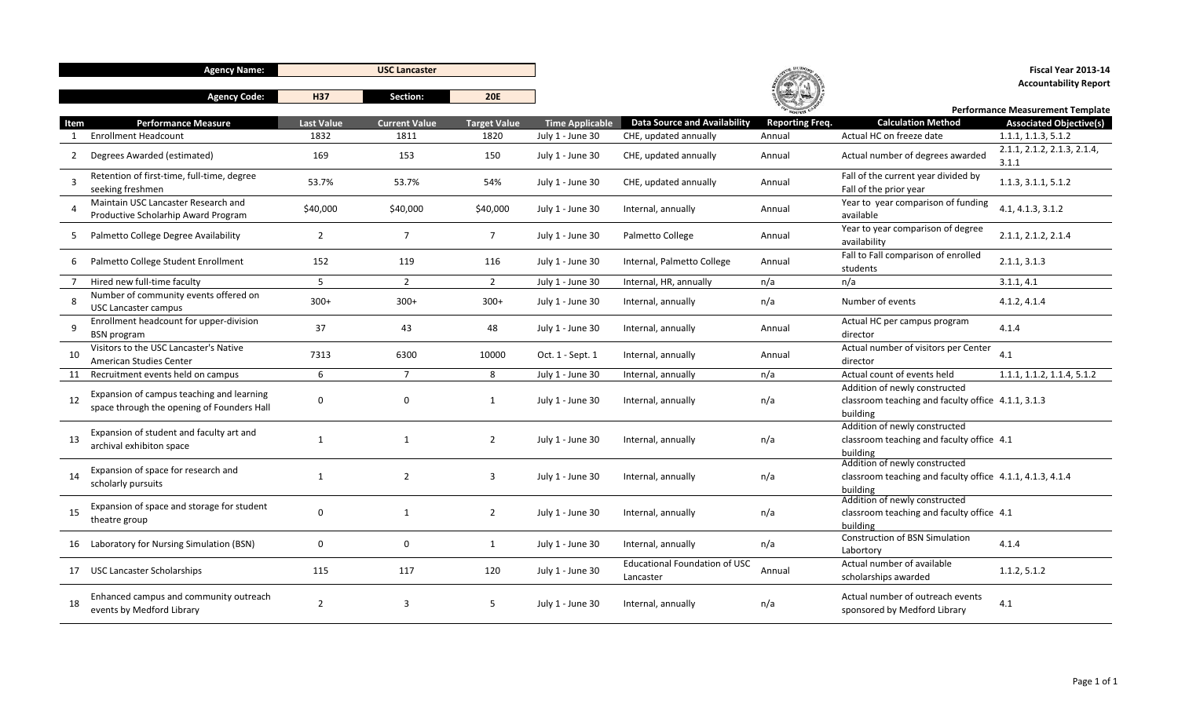| Agency Name: | USC Lancaster | | |
|---|---|---|---|
| Agency Code: | H37 | Section: | 20E |

**Fiscal Year 2013-14**
**Accountability Report**

**Performance Measurement Template**

| Item | Performance Measure | Last Value | Current Value | Target Value | Time Applicable | Data Source and Availability | Reporting Freq. | Calculation Method | Associated Objective(s) |
|---|---|---|---|---|---|---|---|---|---|
| 1 | Enrollment Headcount | 1832 | 1811 | 1820 | July 1 - June 30 | CHE, updated annually | Annual | Actual HC on freeze date | 1.1.1, 1.1.3, 5.1.2 |
| 2 | Degrees Awarded (estimated) | 169 | 153 | 150 | July 1 - June 30 | CHE, updated annually | Annual | Actual number of degrees awarded | 2.1.1, 2.1.2, 2.1.3, 2.1.4, 3.1.1 |
| 3 | Retention of first-time, full-time, degree seeking freshmen | 53.7% | 53.7% | 54% | July 1 - June 30 | CHE, updated annually | Annual | Fall of the current year divided by Fall of the prior year | 1.1.3, 3.1.1, 5.1.2 |
| 4 | Maintain USC Lancaster Research and Productive Scholarhip Award Program | $40,000 | $40,000 | $40,000 | July 1 - June 30 | Internal, annually | Annual | Year to year comparison of funding available | 4.1, 4.1.3, 3.1.2 |
| 5 | Palmetto College Degree Availability | 2 | 7 | 7 | July 1 - June 30 | Palmetto College | Annual | Year to year comparison of degree availability | 2.1.1, 2.1.2, 2.1.4 |
| 6 | Palmetto College Student Enrollment | 152 | 119 | 116 | July 1 - June 30 | Internal, Palmetto College | Annual | Fall to Fall comparison of enrolled students | 2.1.1, 3.1.3 |
| 7 | Hired new full-time faculty | 5 | 2 | 2 | July 1 - June 30 | Internal, HR, annually | n/a | n/a | 3.1.1, 4.1 |
| 8 | Number of community events offered on USC Lancaster campus | 300+ | 300+ | 300+ | July 1 - June 30 | Internal, annually | n/a | Number of events | 4.1.2, 4.1.4 |
| 9 | Enrollment headcount for upper-division BSN program | 37 | 43 | 48 | July 1 - June 30 | Internal, annually | Annual | Actual HC per campus program director | 4.1.4 |
| 10 | Visitors to the USC Lancaster's Native American Studies Center | 7313 | 6300 | 10000 | Oct. 1 - Sept. 1 | Internal, annually | Annual | Actual number of visitors per Center director | 4.1 |
| 11 | Recruitment events held on campus | 6 | 7 | 8 | July 1 - June 30 | Internal, annually | n/a | Actual count of events held | 1.1.1, 1.1.2, 1.1.4, 5.1.2 |
| 12 | Expansion of campus teaching and learning space through the opening of Founders Hall | 0 | 0 | 1 | July 1 - June 30 | Internal, annually | n/a | Addition of newly constructed classroom teaching and faculty office building | 4.1.1, 3.1.3 |
| 13 | Expansion of student and faculty art and archival exhibiton space | 1 | 1 | 2 | July 1 - June 30 | Internal, annually | n/a | Addition of newly constructed classroom teaching and faculty office building | 4.1 |
| 14 | Expansion of space for research and scholarly pursuits | 1 | 2 | 3 | July 1 - June 30 | Internal, annually | n/a | Addition of newly constructed classroom teaching and faculty office building | 4.1.1, 4.1.3, 4.1.4 |
| 15 | Expansion of space and storage for student theatre group | 0 | 1 | 2 | July 1 - June 30 | Internal, annually | n/a | Addition of newly constructed classroom teaching and faculty office building | 4.1 |
| 16 | Laboratory for Nursing Simulation (BSN) | 0 | 0 | 1 | July 1 - June 30 | Internal, annually | n/a | Construction of BSN Simulation Labortory | 4.1.4 |
| 17 | USC Lancaster Scholarships | 115 | 117 | 120 | July 1 - June 30 | Educational Foundation of USC Lancaster | Annual | Actual number of available scholarships awarded | 1.1.2, 5.1.2 |
| 18 | Enhanced campus and community outreach events by Medford Library | 2 | 3 | 5 | July 1 - June 30 | Internal, annually | n/a | Actual number of outreach events sponsored by Medford Library | 4.1 |